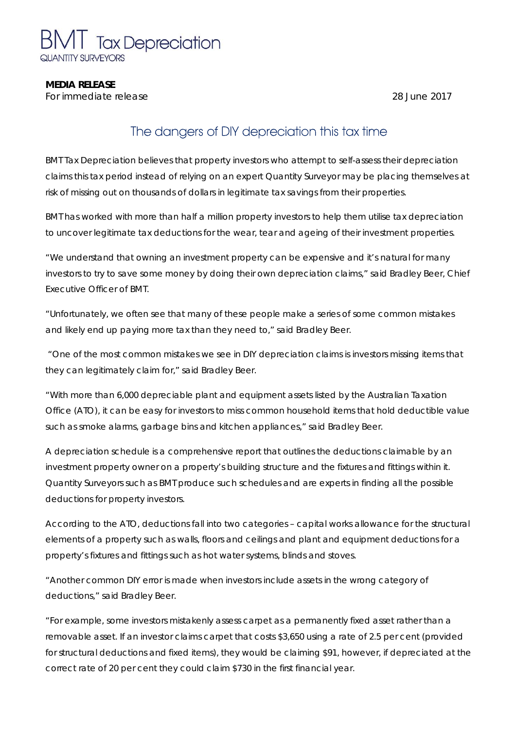BMT Tax Depreciation
QUANTITY SURVEYORS

**MEDIA RELEASE**
For immediate release 28 June 2017

# The dangers of DIY depreciation this tax time

BMT Tax Depreciation believes that property investors who attempt to self-assess their depreciation claims this tax period instead of relying on an expert Quantity Surveyor may be placing themselves at risk of missing out on thousands of dollars in legitimate tax savings from their properties.

BMT has worked with more than half a million property investors to help them utilise tax depreciation to uncover legitimate tax deductions for the wear, tear and ageing of their investment properties.

"We understand that owning an investment property can be expensive and it's natural for many investors to try to save some money by doing their own depreciation claims," said Bradley Beer, Chief Executive Officer of BMT.

"Unfortunately, we often see that many of these people make a series of some common mistakes and likely end up paying more tax than they need to," said Bradley Beer.

"One of the most common mistakes we see in DIY depreciation claims is investors missing items that they can legitimately claim for," said Bradley Beer.

"With more than 6,000 depreciable plant and equipment assets listed by the Australian Taxation Office (ATO), it can be easy for investors to miss common household items that hold deductible value such as smoke alarms, garbage bins and kitchen appliances," said Bradley Beer.

A depreciation schedule is a comprehensive report that outlines the deductions claimable by an investment property owner on a property's building structure and the fixtures and fittings within it. Quantity Surveyors such as BMT produce such schedules and are experts in finding all the possible deductions for property investors.

According to the ATO, deductions fall into two categories – capital works allowance for the structural elements of a property such as walls, floors and ceilings and plant and equipment deductions for a property's fixtures and fittings such as hot water systems, blinds and stoves.

"Another common DIY error is made when investors include assets in the wrong category of deductions," said Bradley Beer.

"For example, some investors mistakenly assess carpet as a permanently fixed asset rather than a removable asset. If an investor claims carpet that costs $3,650 using a rate of 2.5 per cent (provided for structural deductions and fixed items), they would be claiming $91, however, if depreciated at the correct rate of 20 per cent they could claim $730 in the first financial year.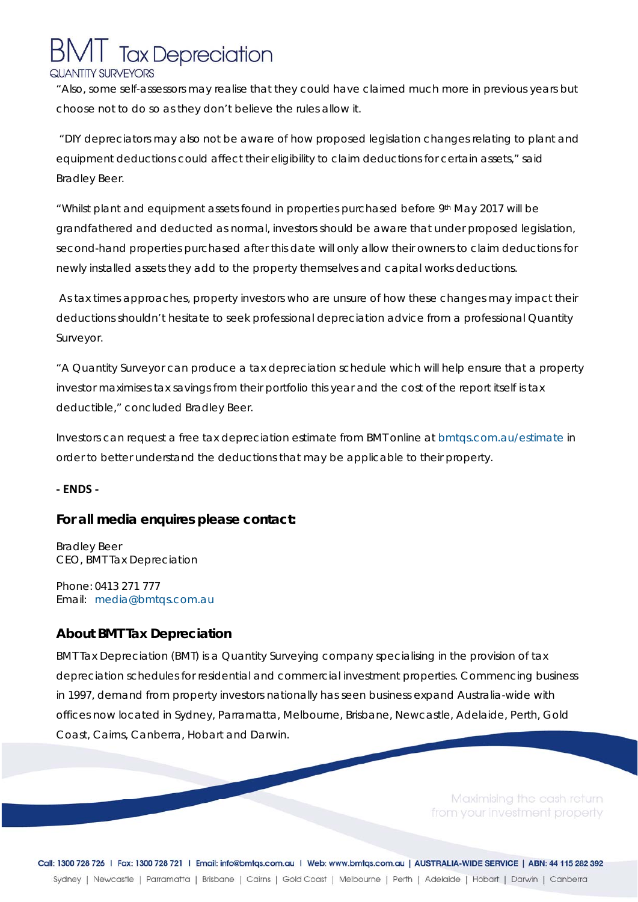"Also, some self-assessors may realise that they could have claimed much more in previous years but choose not to do so as they don't believe the rules allow it.

"DIY depreciators may also not be aware of how proposed legislation changes relating to plant and equipment deductions could affect their eligibility to claim deductions for certain assets," said Bradley Beer.

"Whilst plant and equipment assets found in properties purchased before 9th May 2017 will be grandfathered and deducted as normal, investors should be aware that under proposed legislation, second-hand properties purchased after this date will only allow their owners to claim deductions for newly installed assets they add to the property themselves and capital works deductions.

As tax times approaches, property investors who are unsure of how these changes may impact their deductions shouldn't hesitate to seek professional depreciation advice from a professional Quantity Surveyor.

"A Quantity Surveyor can produce a tax depreciation schedule which will help ensure that a property investor maximises tax savings from their portfolio this year and the cost of the report itself is tax deductible," concluded Bradley Beer.

Investors can request a free tax depreciation estimate from BMT online at bmtqs.com.au/estimate in order to better understand the deductions that may be applicable to their property.

**- ENDS -**

### For all media enquires please contact:

Bradley Beer
CEO, BMT Tax Depreciation

Phone: 0413 271 777
Email: media@bmtqs.com.au

### About BMT Tax Depreciation

BMT Tax Depreciation (BMT) is a Quantity Surveying company specialising in the provision of tax depreciation schedules for residential and commercial investment properties. Commencing business in 1997, demand from property investors nationally has seen business expand Australia-wide with offices now located in Sydney, Parramatta, Melbourne, Brisbane, Newcastle, Adelaide, Perth, Gold Coast, Cairns, Canberra, Hobart and Darwin.